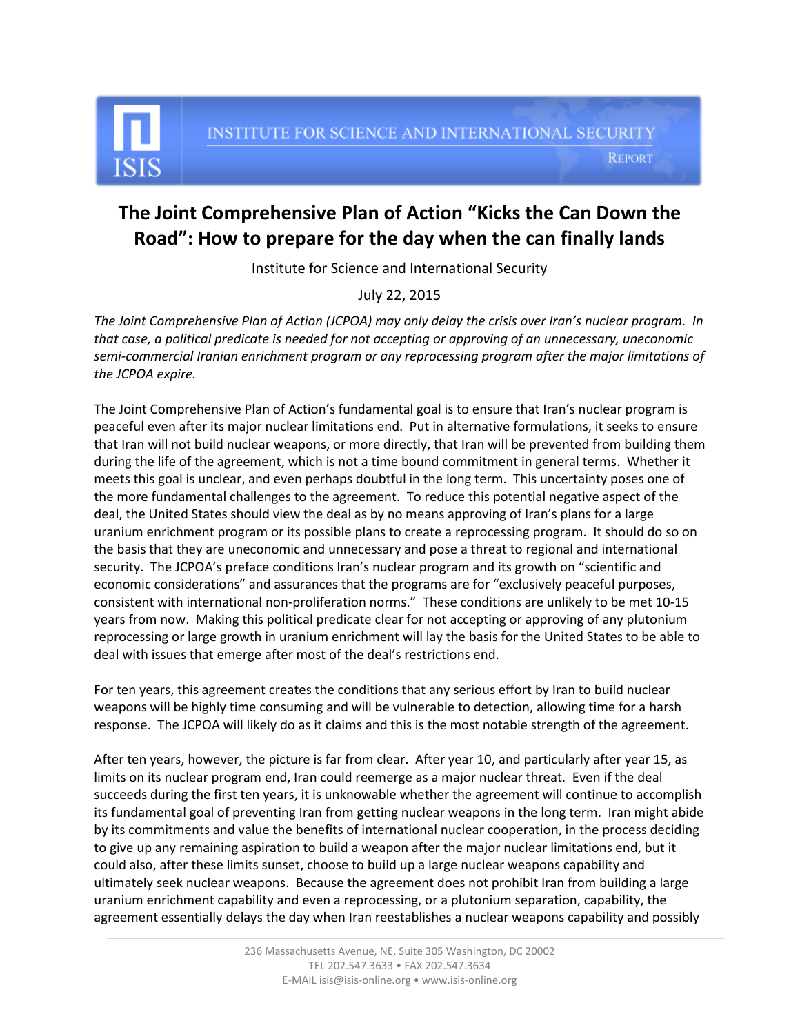INSTITUTE FOR SCIENCE AND INTERNATIONAL SECURITY

REPORT

# The Joint Comprehensive Plan of Action "Kicks the Can Down the Road": How to prepare for the day when the can finally lands

Institute for Science and International Security

July 22, 2015

*The Joint Comprehensive Plan of Action (JCPOA) may only delay the crisis over Iran's nuclear program. In that case, a political predicate is needed for not accepting or approving of an unnecessary, uneconomic semi-commercial Iranian enrichment program or any reprocessing program after the major limitations of the JCPOA expire.*

The Joint Comprehensive Plan of Action's fundamental goal is to ensure that Iran's nuclear program is peaceful even after its major nuclear limitations end. Put in alternative formulations, it seeks to ensure that Iran will not build nuclear weapons, or more directly, that Iran will be prevented from building them during the life of the agreement, which is not a time bound commitment in general terms. Whether it meets this goal is unclear, and even perhaps doubtful in the long term. This uncertainty poses one of the more fundamental challenges to the agreement. To reduce this potential negative aspect of the deal, the United States should view the deal as by no means approving of Iran's plans for a large uranium enrichment program or its possible plans to create a reprocessing program. It should do so on the basis that they are uneconomic and unnecessary and pose a threat to regional and international security. The JCPOA's preface conditions Iran's nuclear program and its growth on "scientific and economic considerations" and assurances that the programs are for "exclusively peaceful purposes, consistent with international non-proliferation norms." These conditions are unlikely to be met 10-15 years from now. Making this political predicate clear for not accepting or approving of any plutonium reprocessing or large growth in uranium enrichment will lay the basis for the United States to be able to deal with issues that emerge after most of the deal's restrictions end.

For ten years, this agreement creates the conditions that any serious effort by Iran to build nuclear weapons will be highly time consuming and will be vulnerable to detection, allowing time for a harsh response. The JCPOA will likely do as it claims and this is the most notable strength of the agreement.

After ten years, however, the picture is far from clear. After year 10, and particularly after year 15, as limits on its nuclear program end, Iran could reemerge as a major nuclear threat. Even if the deal succeeds during the first ten years, it is unknowable whether the agreement will continue to accomplish its fundamental goal of preventing Iran from getting nuclear weapons in the long term. Iran might abide by its commitments and value the benefits of international nuclear cooperation, in the process deciding to give up any remaining aspiration to build a weapon after the major nuclear limitations end, but it could also, after these limits sunset, choose to build up a large nuclear weapons capability and ultimately seek nuclear weapons. Because the agreement does not prohibit Iran from building a large uranium enrichment capability and even a reprocessing, or a plutonium separation, capability, the agreement essentially delays the day when Iran reestablishes a nuclear weapons capability and possibly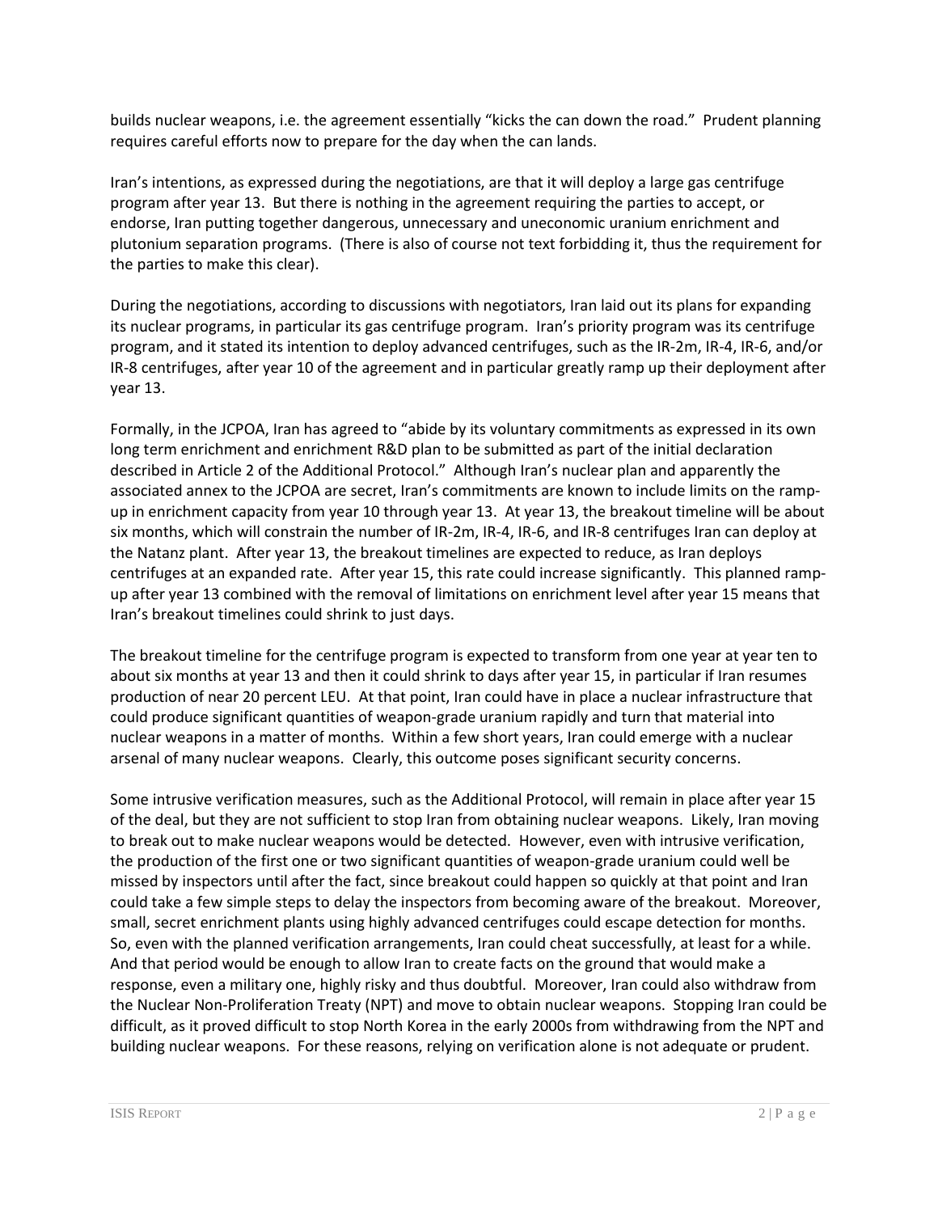builds nuclear weapons, i.e. the agreement essentially "kicks the can down the road." Prudent planning requires careful efforts now to prepare for the day when the can lands.

Iran's intentions, as expressed during the negotiations, are that it will deploy a large gas centrifuge program after year 13. But there is nothing in the agreement requiring the parties to accept, or endorse, Iran putting together dangerous, unnecessary and uneconomic uranium enrichment and plutonium separation programs. (There is also of course not text forbidding it, thus the requirement for the parties to make this clear).

During the negotiations, according to discussions with negotiators, Iran laid out its plans for expanding its nuclear programs, in particular its gas centrifuge program. Iran's priority program was its centrifuge program, and it stated its intention to deploy advanced centrifuges, such as the IR-2m, IR-4, IR-6, and/or IR-8 centrifuges, after year 10 of the agreement and in particular greatly ramp up their deployment after year 13.

Formally, in the JCPOA, Iran has agreed to "abide by its voluntary commitments as expressed in its own long term enrichment and enrichment R&D plan to be submitted as part of the initial declaration described in Article 2 of the Additional Protocol." Although Iran's nuclear plan and apparently the associated annex to the JCPOA are secret, Iran's commitments are known to include limits on the ramp-up in enrichment capacity from year 10 through year 13. At year 13, the breakout timeline will be about six months, which will constrain the number of IR-2m, IR-4, IR-6, and IR-8 centrifuges Iran can deploy at the Natanz plant. After year 13, the breakout timelines are expected to reduce, as Iran deploys centrifuges at an expanded rate. After year 15, this rate could increase significantly. This planned ramp-up after year 13 combined with the removal of limitations on enrichment level after year 15 means that Iran's breakout timelines could shrink to just days.

The breakout timeline for the centrifuge program is expected to transform from one year at year ten to about six months at year 13 and then it could shrink to days after year 15, in particular if Iran resumes production of near 20 percent LEU. At that point, Iran could have in place a nuclear infrastructure that could produce significant quantities of weapon-grade uranium rapidly and turn that material into nuclear weapons in a matter of months. Within a few short years, Iran could emerge with a nuclear arsenal of many nuclear weapons. Clearly, this outcome poses significant security concerns.

Some intrusive verification measures, such as the Additional Protocol, will remain in place after year 15 of the deal, but they are not sufficient to stop Iran from obtaining nuclear weapons. Likely, Iran moving to break out to make nuclear weapons would be detected. However, even with intrusive verification, the production of the first one or two significant quantities of weapon-grade uranium could well be missed by inspectors until after the fact, since breakout could happen so quickly at that point and Iran could take a few simple steps to delay the inspectors from becoming aware of the breakout. Moreover, small, secret enrichment plants using highly advanced centrifuges could escape detection for months. So, even with the planned verification arrangements, Iran could cheat successfully, at least for a while. And that period would be enough to allow Iran to create facts on the ground that would make a response, even a military one, highly risky and thus doubtful. Moreover, Iran could also withdraw from the Nuclear Non-Proliferation Treaty (NPT) and move to obtain nuclear weapons. Stopping Iran could be difficult, as it proved difficult to stop North Korea in the early 2000s from withdrawing from the NPT and building nuclear weapons. For these reasons, relying on verification alone is not adequate or prudent.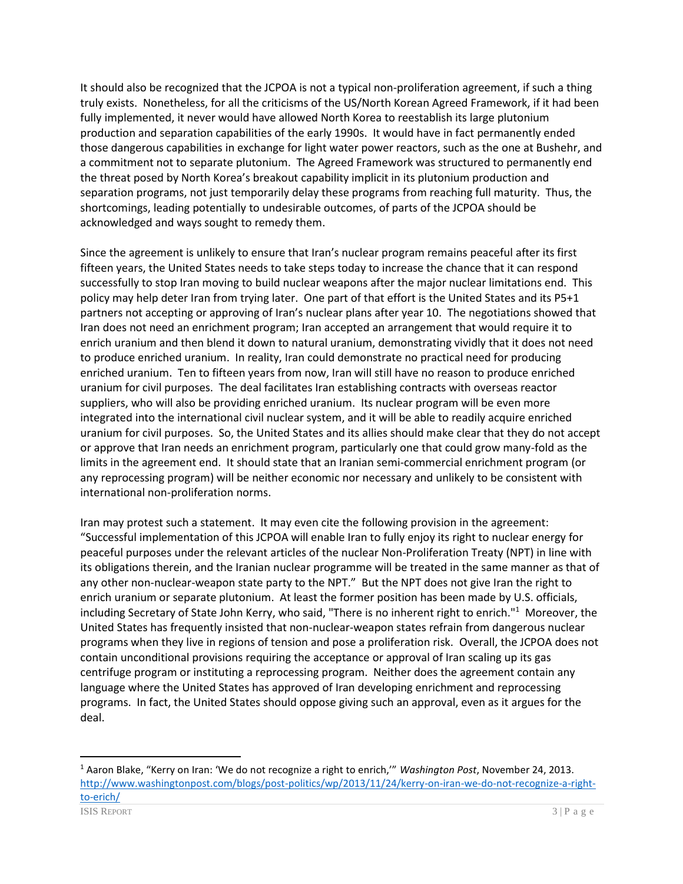It should also be recognized that the JCPOA is not a typical non-proliferation agreement, if such a thing truly exists. Nonetheless, for all the criticisms of the US/North Korean Agreed Framework, if it had been fully implemented, it never would have allowed North Korea to reestablish its large plutonium production and separation capabilities of the early 1990s. It would have in fact permanently ended those dangerous capabilities in exchange for light water power reactors, such as the one at Bushehr, and a commitment not to separate plutonium. The Agreed Framework was structured to permanently end the threat posed by North Korea's breakout capability implicit in its plutonium production and separation programs, not just temporarily delay these programs from reaching full maturity. Thus, the shortcomings, leading potentially to undesirable outcomes, of parts of the JCPOA should be acknowledged and ways sought to remedy them.

Since the agreement is unlikely to ensure that Iran's nuclear program remains peaceful after its first fifteen years, the United States needs to take steps today to increase the chance that it can respond successfully to stop Iran moving to build nuclear weapons after the major nuclear limitations end. This policy may help deter Iran from trying later. One part of that effort is the United States and its P5+1 partners not accepting or approving of Iran's nuclear plans after year 10. The negotiations showed that Iran does not need an enrichment program; Iran accepted an arrangement that would require it to enrich uranium and then blend it down to natural uranium, demonstrating vividly that it does not need to produce enriched uranium. In reality, Iran could demonstrate no practical need for producing enriched uranium. Ten to fifteen years from now, Iran will still have no reason to produce enriched uranium for civil purposes. The deal facilitates Iran establishing contracts with overseas reactor suppliers, who will also be providing enriched uranium. Its nuclear program will be even more integrated into the international civil nuclear system, and it will be able to readily acquire enriched uranium for civil purposes. So, the United States and its allies should make clear that they do not accept or approve that Iran needs an enrichment program, particularly one that could grow many-fold as the limits in the agreement end. It should state that an Iranian semi-commercial enrichment program (or any reprocessing program) will be neither economic nor necessary and unlikely to be consistent with international non-proliferation norms.

Iran may protest such a statement. It may even cite the following provision in the agreement: "Successful implementation of this JCPOA will enable Iran to fully enjoy its right to nuclear energy for peaceful purposes under the relevant articles of the nuclear Non-Proliferation Treaty (NPT) in line with its obligations therein, and the Iranian nuclear programme will be treated in the same manner as that of any other non-nuclear-weapon state party to the NPT." But the NPT does not give Iran the right to enrich uranium or separate plutonium. At least the former position has been made by U.S. officials, including Secretary of State John Kerry, who said, "There is no inherent right to enrich."[1] Moreover, the United States has frequently insisted that non-nuclear-weapon states refrain from dangerous nuclear programs when they live in regions of tension and pose a proliferation risk. Overall, the JCPOA does not contain unconditional provisions requiring the acceptance or approval of Iran scaling up its gas centrifuge program or instituting a reprocessing program. Neither does the agreement contain any language where the United States has approved of Iran developing enrichment and reprocessing programs. In fact, the United States should oppose giving such an approval, even as it argues for the deal.

---

[1] Aaron Blake, "Kerry on Iran: 'We do not recognize a right to enrich,'" *Washington Post*, November 24, 2013. http://www.washingtonpost.com/blogs/post-politics/wp/2013/11/24/kerry-on-iran-we-do-not-recognize-a-right-to-erich/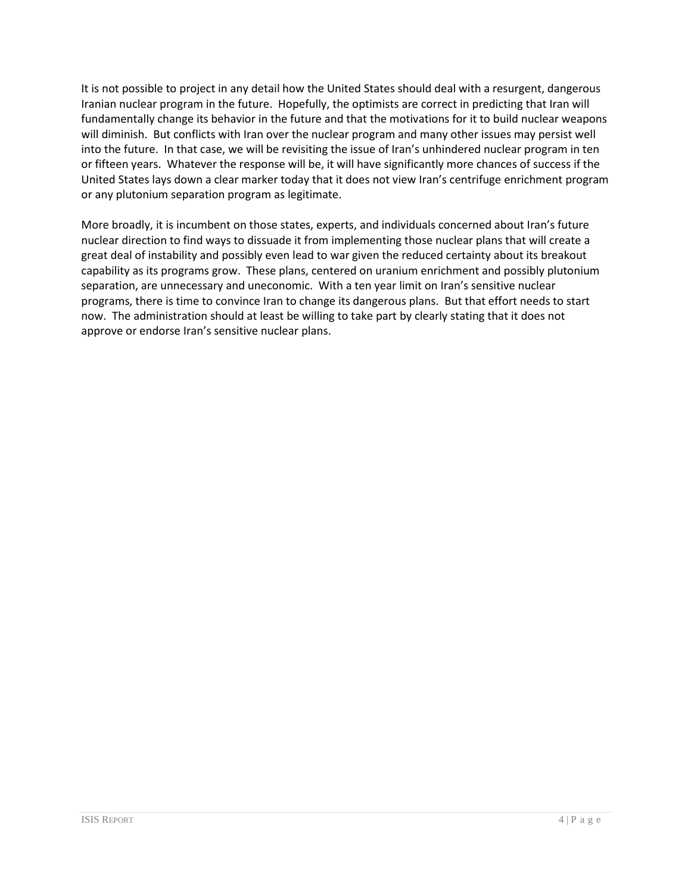It is not possible to project in any detail how the United States should deal with a resurgent, dangerous Iranian nuclear program in the future. Hopefully, the optimists are correct in predicting that Iran will fundamentally change its behavior in the future and that the motivations for it to build nuclear weapons will diminish. But conflicts with Iran over the nuclear program and many other issues may persist well into the future. In that case, we will be revisiting the issue of Iran's unhindered nuclear program in ten or fifteen years. Whatever the response will be, it will have significantly more chances of success if the United States lays down a clear marker today that it does not view Iran's centrifuge enrichment program or any plutonium separation program as legitimate.

More broadly, it is incumbent on those states, experts, and individuals concerned about Iran's future nuclear direction to find ways to dissuade it from implementing those nuclear plans that will create a great deal of instability and possibly even lead to war given the reduced certainty about its breakout capability as its programs grow. These plans, centered on uranium enrichment and possibly plutonium separation, are unnecessary and uneconomic. With a ten year limit on Iran's sensitive nuclear programs, there is time to convince Iran to change its dangerous plans. But that effort needs to start now. The administration should at least be willing to take part by clearly stating that it does not approve or endorse Iran's sensitive nuclear plans.